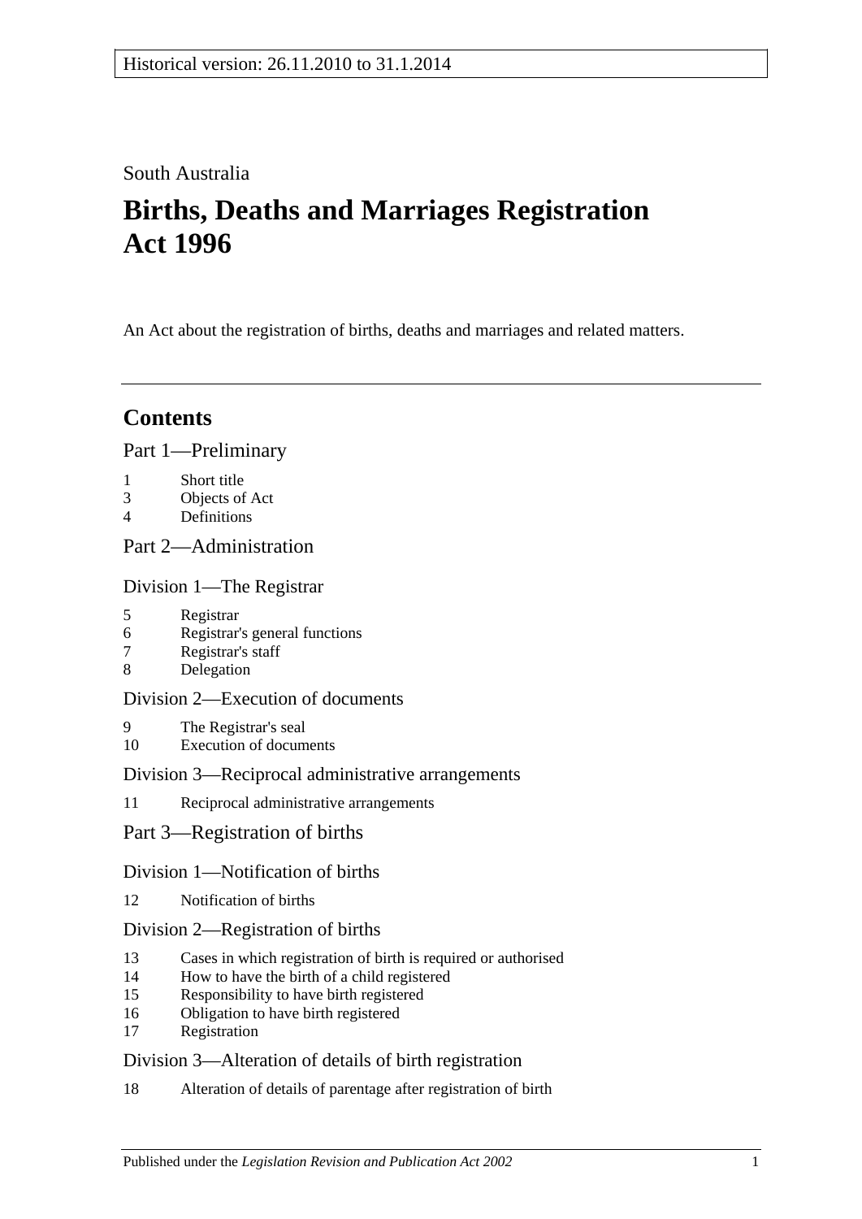Historical version: 26.11.2010 to 31.1.2014

South Australia

# Births, Deaths and Marriages Registration Act 1996

An Act about the registration of births, deaths and marriages and related matters.

## Contents

Part 1—Preliminary

1 Short title
3 Objects of Act
4 Definitions

Part 2—Administration

Division 1—The Registrar

5 Registrar
6 Registrar's general functions
7 Registrar's staff
8 Delegation

Division 2—Execution of documents

9 The Registrar's seal
10 Execution of documents

Division 3—Reciprocal administrative arrangements

11 Reciprocal administrative arrangements

Part 3—Registration of births

Division 1—Notification of births

12 Notification of births

Division 2—Registration of births

13 Cases in which registration of birth is required or authorised
14 How to have the birth of a child registered
15 Responsibility to have birth registered
16 Obligation to have birth registered
17 Registration

Division 3—Alteration of details of birth registration

18 Alteration of details of parentage after registration of birth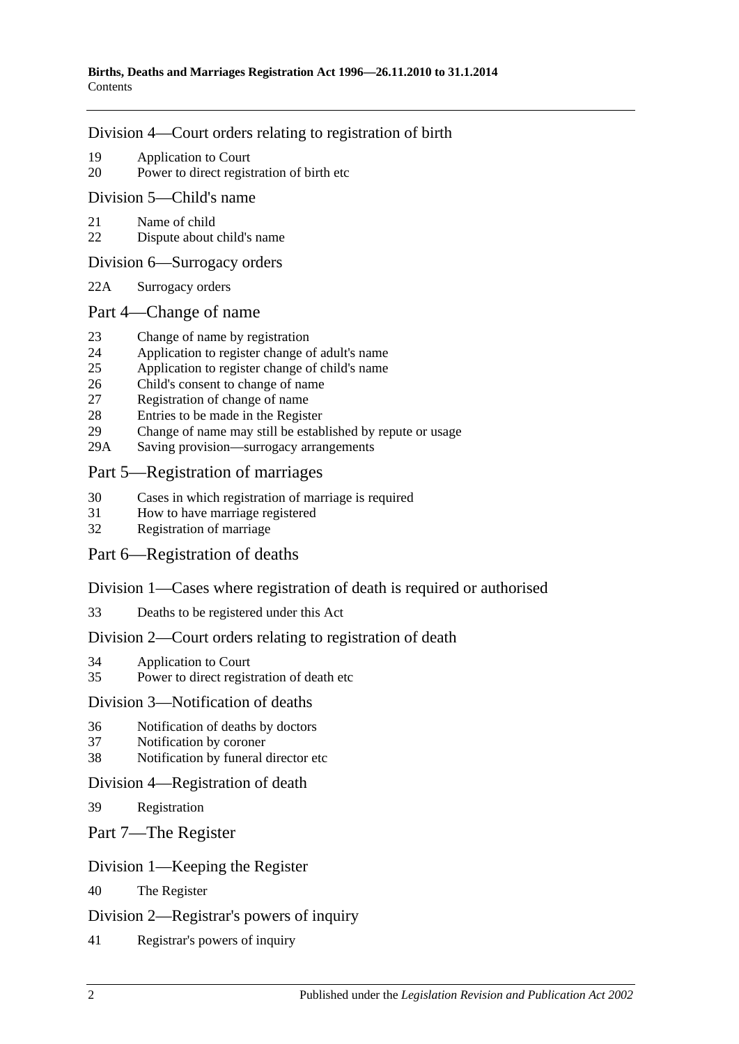## Division 4—Court orders relating to registration of birth

19 Application to Court
20 Power to direct registration of birth etc

## Division 5—Child's name

21 Name of child
22 Dispute about child's name

## Division 6—Surrogacy orders

22A Surrogacy orders

## Part 4—Change of name

23 Change of name by registration
24 Application to register change of adult's name
25 Application to register change of child's name
26 Child's consent to change of name
27 Registration of change of name
28 Entries to be made in the Register
29 Change of name may still be established by repute or usage
29A Saving provision—surrogacy arrangements

## Part 5—Registration of marriages

30 Cases in which registration of marriage is required
31 How to have marriage registered
32 Registration of marriage

## Part 6—Registration of deaths

## Division 1—Cases where registration of death is required or authorised

33 Deaths to be registered under this Act

## Division 2—Court orders relating to registration of death

34 Application to Court
35 Power to direct registration of death etc

## Division 3—Notification of deaths

36 Notification of deaths by doctors
37 Notification by coroner
38 Notification by funeral director etc

## Division 4—Registration of death

39 Registration

## Part 7—The Register

## Division 1—Keeping the Register

40 The Register

## Division 2—Registrar's powers of inquiry

41 Registrar's powers of inquiry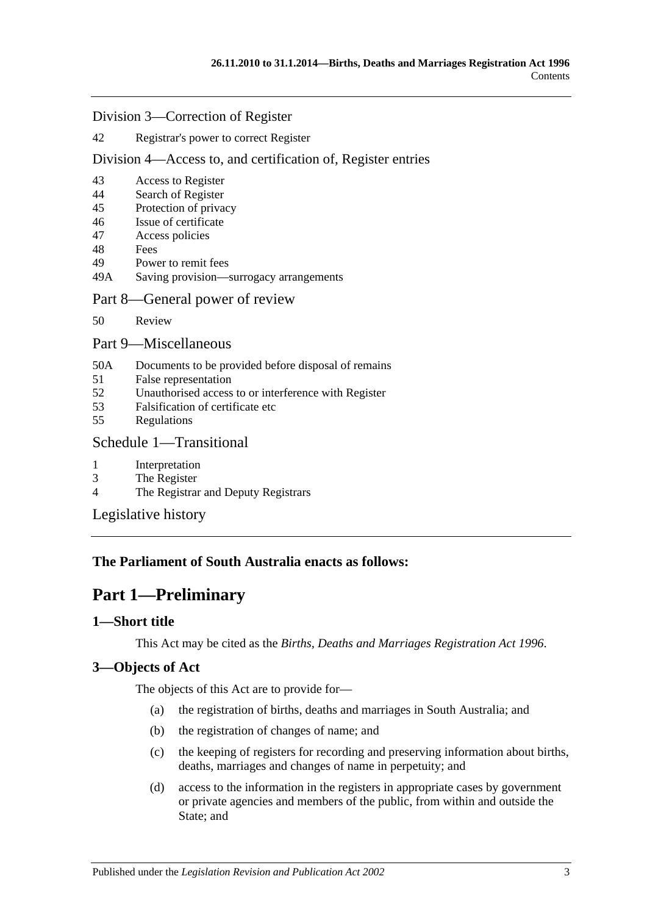Division 3—Correction of Register

42 Registrar's power to correct Register

Division 4—Access to, and certification of, Register entries

43 Access to Register
44 Search of Register
45 Protection of privacy
46 Issue of certificate
47 Access policies
48 Fees
49 Power to remit fees
49A Saving provision—surrogacy arrangements

Part 8—General power of review

50 Review

Part 9—Miscellaneous

50A Documents to be provided before disposal of remains
51 False representation
52 Unauthorised access to or interference with Register
53 Falsification of certificate etc
55 Regulations

Schedule 1—Transitional

1 Interpretation
3 The Register
4 The Registrar and Deputy Registrars

Legislative history

**The Parliament of South Australia enacts as follows:**

# Part 1—Preliminary

## 1—Short title

This Act may be cited as the *Births, Deaths and Marriages Registration Act 1996*.

## 3—Objects of Act

The objects of this Act are to provide for—

(a) the registration of births, deaths and marriages in South Australia; and

(b) the registration of changes of name; and

(c) the keeping of registers for recording and preserving information about births, deaths, marriages and changes of name in perpetuity; and

(d) access to the information in the registers in appropriate cases by government or private agencies and members of the public, from within and outside the State; and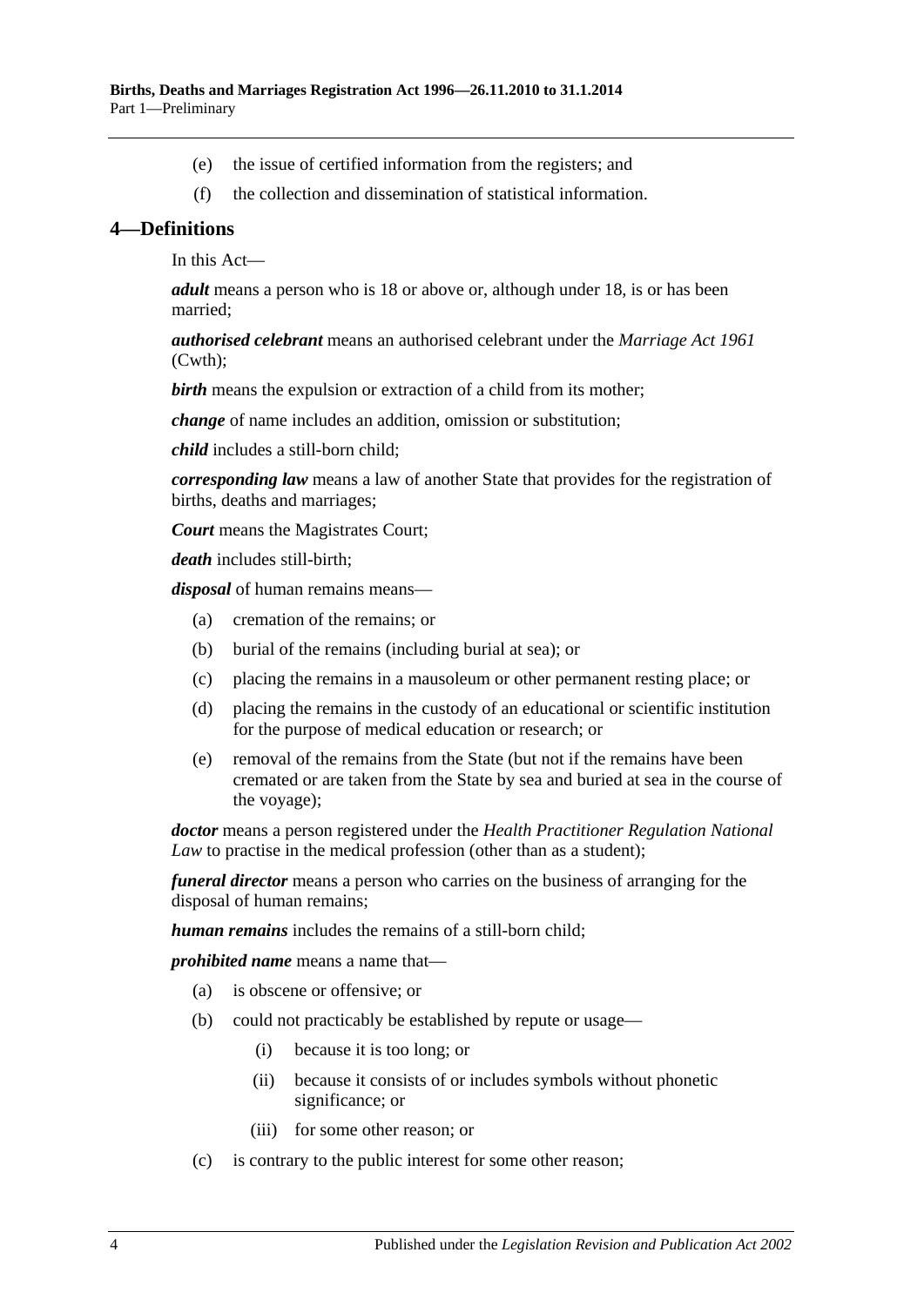(e) the issue of certified information from the registers; and

(f) the collection and dissemination of statistical information.

## 4—Definitions

In this Act—

***adult*** means a person who is 18 or above or, although under 18, is or has been married;

***authorised celebrant*** means an authorised celebrant under the *Marriage Act 1961* (Cwth);

***birth*** means the expulsion or extraction of a child from its mother;

***change*** of name includes an addition, omission or substitution;

***child*** includes a still-born child;

***corresponding law*** means a law of another State that provides for the registration of births, deaths and marriages;

***Court*** means the Magistrates Court;

***death*** includes still-birth;

***disposal*** of human remains means—

(a) cremation of the remains; or

(b) burial of the remains (including burial at sea); or

(c) placing the remains in a mausoleum or other permanent resting place; or

(d) placing the remains in the custody of an educational or scientific institution for the purpose of medical education or research; or

(e) removal of the remains from the State (but not if the remains have been cremated or are taken from the State by sea and buried at sea in the course of the voyage);

***doctor*** means a person registered under the *Health Practitioner Regulation National Law* to practise in the medical profession (other than as a student);

***funeral director*** means a person who carries on the business of arranging for the disposal of human remains;

***human remains*** includes the remains of a still-born child;

***prohibited name*** means a name that—

(a) is obscene or offensive; or

(b) could not practicably be established by repute or usage—

(i) because it is too long; or

(ii) because it consists of or includes symbols without phonetic significance; or

(iii) for some other reason; or

(c) is contrary to the public interest for some other reason;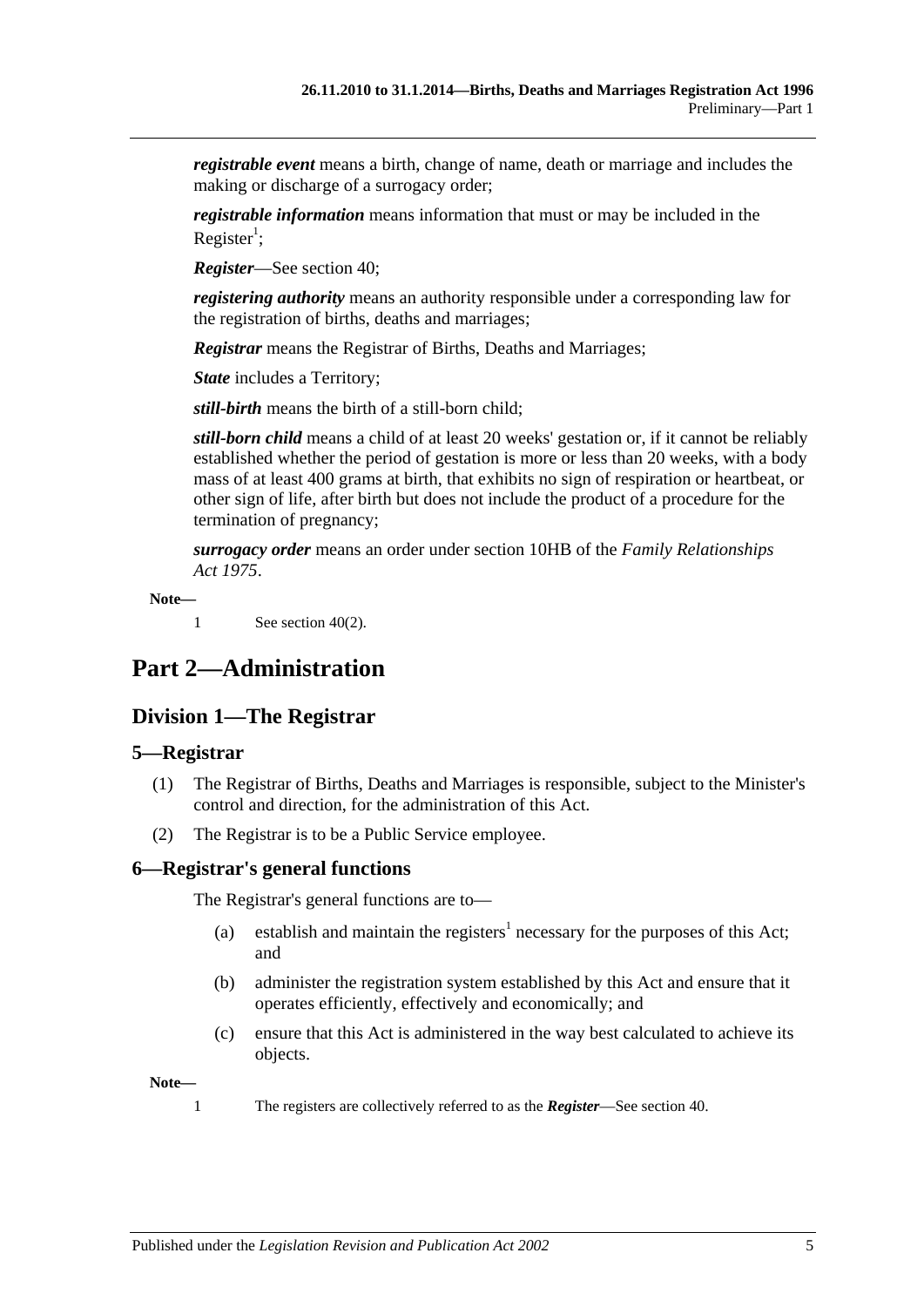***registrable event*** means a birth, change of name, death or marriage and includes the making or discharge of a surrogacy order;

***registrable information*** means information that must or may be included in the Register[1];

***Register***—See section 40;

***registering authority*** means an authority responsible under a corresponding law for the registration of births, deaths and marriages;

***Registrar*** means the Registrar of Births, Deaths and Marriages;

***State*** includes a Territory;

***still-birth*** means the birth of a still-born child;

***still-born child*** means a child of at least 20 weeks' gestation or, if it cannot be reliably established whether the period of gestation is more or less than 20 weeks, with a body mass of at least 400 grams at birth, that exhibits no sign of respiration or heartbeat, or other sign of life, after birth but does not include the product of a procedure for the termination of pregnancy;

***surrogacy order*** means an order under section 10HB of the *Family Relationships Act 1975*.

**Note—**

1 See section 40(2).

# Part 2—Administration

## Division 1—The Registrar

### 5—Registrar

(1) The Registrar of Births, Deaths and Marriages is responsible, subject to the Minister's control and direction, for the administration of this Act.

(2) The Registrar is to be a Public Service employee.

### 6—Registrar's general functions

The Registrar's general functions are to—

(a) establish and maintain the registers[1] necessary for the purposes of this Act; and

(b) administer the registration system established by this Act and ensure that it operates efficiently, effectively and economically; and

(c) ensure that this Act is administered in the way best calculated to achieve its objects.

**Note—**

1 The registers are collectively referred to as the ***Register***—See section 40.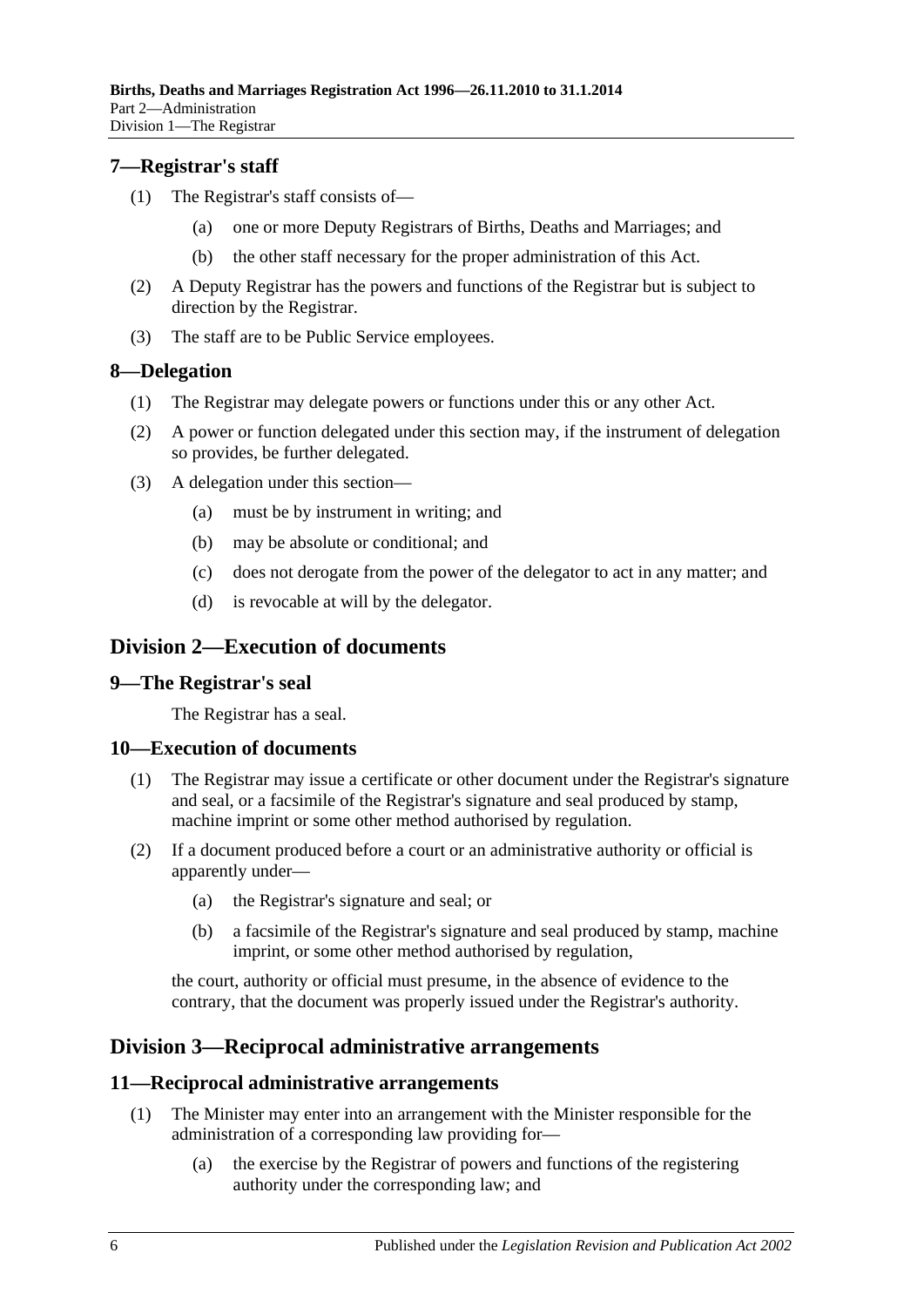## 7—Registrar's staff

(1) The Registrar's staff consists of—

(a) one or more Deputy Registrars of Births, Deaths and Marriages; and

(b) the other staff necessary for the proper administration of this Act.

(2) A Deputy Registrar has the powers and functions of the Registrar but is subject to direction by the Registrar.

(3) The staff are to be Public Service employees.

## 8—Delegation

(1) The Registrar may delegate powers or functions under this or any other Act.

(2) A power or function delegated under this section may, if the instrument of delegation so provides, be further delegated.

(3) A delegation under this section—

(a) must be by instrument in writing; and

(b) may be absolute or conditional; and

(c) does not derogate from the power of the delegator to act in any matter; and

(d) is revocable at will by the delegator.

# Division 2—Execution of documents

## 9—The Registrar's seal

The Registrar has a seal.

## 10—Execution of documents

(1) The Registrar may issue a certificate or other document under the Registrar's signature and seal, or a facsimile of the Registrar's signature and seal produced by stamp, machine imprint or some other method authorised by regulation.

(2) If a document produced before a court or an administrative authority or official is apparently under—

(a) the Registrar's signature and seal; or

(b) a facsimile of the Registrar's signature and seal produced by stamp, machine imprint, or some other method authorised by regulation,

the court, authority or official must presume, in the absence of evidence to the contrary, that the document was properly issued under the Registrar's authority.

# Division 3—Reciprocal administrative arrangements

## 11—Reciprocal administrative arrangements

(1) The Minister may enter into an arrangement with the Minister responsible for the administration of a corresponding law providing for—

(a) the exercise by the Registrar of powers and functions of the registering authority under the corresponding law; and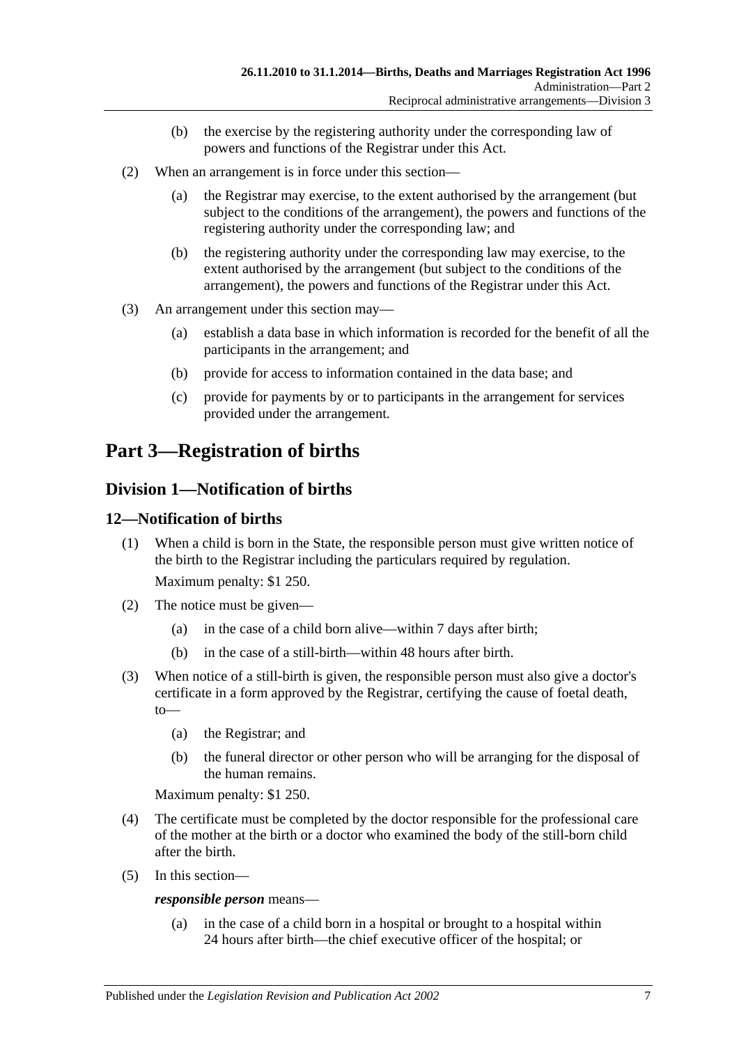(b) the exercise by the registering authority under the corresponding law of powers and functions of the Registrar under this Act.

(2) When an arrangement is in force under this section—

(a) the Registrar may exercise, to the extent authorised by the arrangement (but subject to the conditions of the arrangement), the powers and functions of the registering authority under the corresponding law; and

(b) the registering authority under the corresponding law may exercise, to the extent authorised by the arrangement (but subject to the conditions of the arrangement), the powers and functions of the Registrar under this Act.

(3) An arrangement under this section may—

(a) establish a data base in which information is recorded for the benefit of all the participants in the arrangement; and

(b) provide for access to information contained in the data base; and

(c) provide for payments by or to participants in the arrangement for services provided under the arrangement.

# Part 3—Registration of births

## Division 1—Notification of births

### 12—Notification of births

(1) When a child is born in the State, the responsible person must give written notice of the birth to the Registrar including the particulars required by regulation.

Maximum penalty: $1 250.

(2) The notice must be given—

(a) in the case of a child born alive—within 7 days after birth;

(b) in the case of a still-birth—within 48 hours after birth.

(3) When notice of a still-birth is given, the responsible person must also give a doctor's certificate in a form approved by the Registrar, certifying the cause of foetal death, to—

(a) the Registrar; and

(b) the funeral director or other person who will be arranging for the disposal of the human remains.

Maximum penalty: $1 250.

(4) The certificate must be completed by the doctor responsible for the professional care of the mother at the birth or a doctor who examined the body of the still-born child after the birth.

(5) In this section—

***responsible person*** means—

(a) in the case of a child born in a hospital or brought to a hospital within 24 hours after birth—the chief executive officer of the hospital; or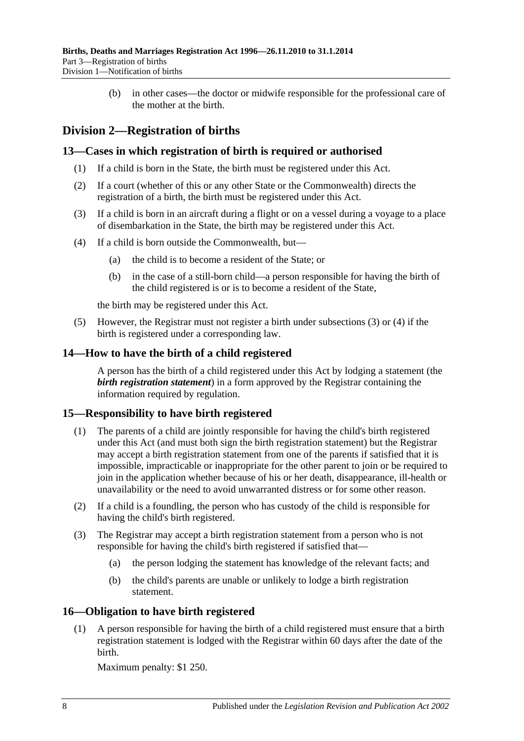(b) in other cases—the doctor or midwife responsible for the professional care of the mother at the birth.

## Division 2—Registration of births

### 13—Cases in which registration of birth is required or authorised

(1) If a child is born in the State, the birth must be registered under this Act.

(2) If a court (whether of this or any other State or the Commonwealth) directs the registration of a birth, the birth must be registered under this Act.

(3) If a child is born in an aircraft during a flight or on a vessel during a voyage to a place of disembarkation in the State, the birth may be registered under this Act.

(4) If a child is born outside the Commonwealth, but—

(a) the child is to become a resident of the State; or

(b) in the case of a still-born child—a person responsible for having the birth of the child registered is or is to become a resident of the State,

the birth may be registered under this Act.

(5) However, the Registrar must not register a birth under subsections (3) or (4) if the birth is registered under a corresponding law.

### 14—How to have the birth of a child registered

A person has the birth of a child registered under this Act by lodging a statement (the ***birth registration statement***) in a form approved by the Registrar containing the information required by regulation.

### 15—Responsibility to have birth registered

(1) The parents of a child are jointly responsible for having the child's birth registered under this Act (and must both sign the birth registration statement) but the Registrar may accept a birth registration statement from one of the parents if satisfied that it is impossible, impracticable or inappropriate for the other parent to join or be required to join in the application whether because of his or her death, disappearance, ill-health or unavailability or the need to avoid unwarranted distress or for some other reason.

(2) If a child is a foundling, the person who has custody of the child is responsible for having the child's birth registered.

(3) The Registrar may accept a birth registration statement from a person who is not responsible for having the child's birth registered if satisfied that—

(a) the person lodging the statement has knowledge of the relevant facts; and

(b) the child's parents are unable or unlikely to lodge a birth registration statement.

### 16—Obligation to have birth registered

(1) A person responsible for having the birth of a child registered must ensure that a birth registration statement is lodged with the Registrar within 60 days after the date of the birth.

Maximum penalty: $1 250.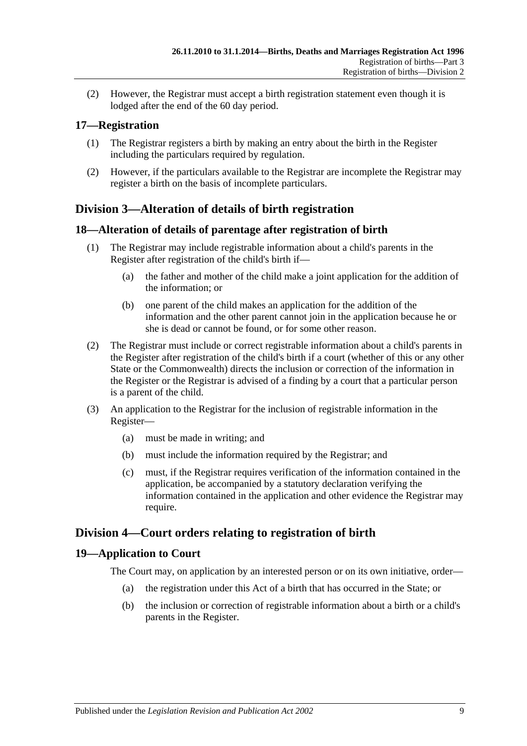(2) However, the Registrar must accept a birth registration statement even though it is lodged after the end of the 60 day period.

## 17—Registration

(1) The Registrar registers a birth by making an entry about the birth in the Register including the particulars required by regulation.

(2) However, if the particulars available to the Registrar are incomplete the Registrar may register a birth on the basis of incomplete particulars.

# Division 3—Alteration of details of birth registration

## 18—Alteration of details of parentage after registration of birth

(1) The Registrar may include registrable information about a child's parents in the Register after registration of the child's birth if—

- (a) the father and mother of the child make a joint application for the addition of the information; or
- (b) one parent of the child makes an application for the addition of the information and the other parent cannot join in the application because he or she is dead or cannot be found, or for some other reason.

(2) The Registrar must include or correct registrable information about a child's parents in the Register after registration of the child's birth if a court (whether of this or any other State or the Commonwealth) directs the inclusion or correction of the information in the Register or the Registrar is advised of a finding by a court that a particular person is a parent of the child.

(3) An application to the Registrar for the inclusion of registrable information in the Register—

- (a) must be made in writing; and
- (b) must include the information required by the Registrar; and
- (c) must, if the Registrar requires verification of the information contained in the application, be accompanied by a statutory declaration verifying the information contained in the application and other evidence the Registrar may require.

# Division 4—Court orders relating to registration of birth

## 19—Application to Court

The Court may, on application by an interested person or on its own initiative, order—

- (a) the registration under this Act of a birth that has occurred in the State; or
- (b) the inclusion or correction of registrable information about a birth or a child's parents in the Register.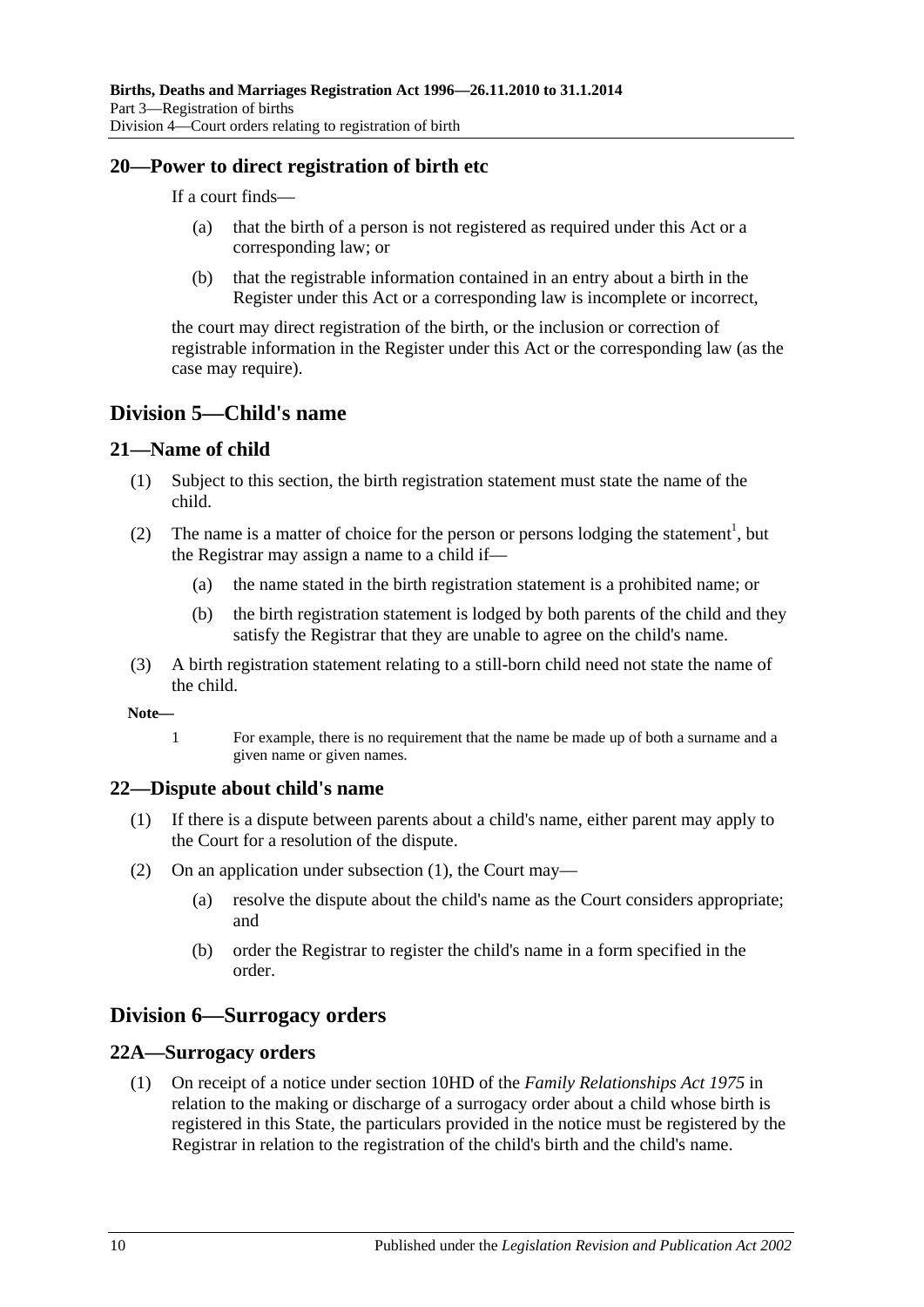## 20—Power to direct registration of birth etc

If a court finds—

(a) that the birth of a person is not registered as required under this Act or a corresponding law; or

(b) that the registrable information contained in an entry about a birth in the Register under this Act or a corresponding law is incomplete or incorrect,

the court may direct registration of the birth, or the inclusion or correction of registrable information in the Register under this Act or the corresponding law (as the case may require).

# Division 5—Child's name

## 21—Name of child

(1) Subject to this section, the birth registration statement must state the name of the child.

(2) The name is a matter of choice for the person or persons lodging the statement[1], but the Registrar may assign a name to a child if—

(a) the name stated in the birth registration statement is a prohibited name; or

(b) the birth registration statement is lodged by both parents of the child and they satisfy the Registrar that they are unable to agree on the child's name.

(3) A birth registration statement relating to a still-born child need not state the name of the child.

**Note—**

1 For example, there is no requirement that the name be made up of both a surname and a given name or given names.

## 22—Dispute about child's name

(1) If there is a dispute between parents about a child's name, either parent may apply to the Court for a resolution of the dispute.

(2) On an application under subsection (1), the Court may—

(a) resolve the dispute about the child's name as the Court considers appropriate; and

(b) order the Registrar to register the child's name in a form specified in the order.

# Division 6—Surrogacy orders

## 22A—Surrogacy orders

(1) On receipt of a notice under section 10HD of the *Family Relationships Act 1975* in relation to the making or discharge of a surrogacy order about a child whose birth is registered in this State, the particulars provided in the notice must be registered by the Registrar in relation to the registration of the child's birth and the child's name.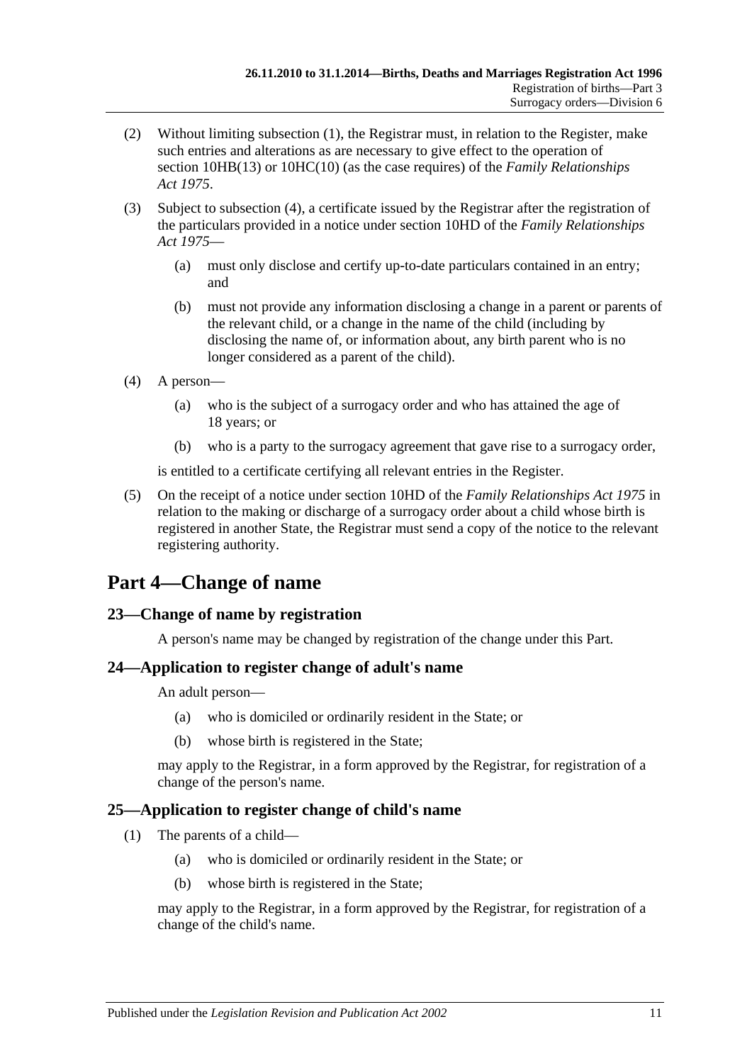(2) Without limiting subsection (1), the Registrar must, in relation to the Register, make such entries and alterations as are necessary to give effect to the operation of section 10HB(13) or 10HC(10) (as the case requires) of the *Family Relationships Act 1975*.

(3) Subject to subsection (4), a certificate issued by the Registrar after the registration of the particulars provided in a notice under section 10HD of the *Family Relationships Act 1975*—

(a) must only disclose and certify up-to-date particulars contained in an entry; and

(b) must not provide any information disclosing a change in a parent or parents of the relevant child, or a change in the name of the child (including by disclosing the name of, or information about, any birth parent who is no longer considered as a parent of the child).

(4) A person—

(a) who is the subject of a surrogacy order and who has attained the age of 18 years; or

(b) who is a party to the surrogacy agreement that gave rise to a surrogacy order,

is entitled to a certificate certifying all relevant entries in the Register.

(5) On the receipt of a notice under section 10HD of the *Family Relationships Act 1975* in relation to the making or discharge of a surrogacy order about a child whose birth is registered in another State, the Registrar must send a copy of the notice to the relevant registering authority.

# Part 4—Change of name

## 23—Change of name by registration

A person's name may be changed by registration of the change under this Part.

## 24—Application to register change of adult's name

An adult person—

(a) who is domiciled or ordinarily resident in the State; or

(b) whose birth is registered in the State;

may apply to the Registrar, in a form approved by the Registrar, for registration of a change of the person's name.

## 25—Application to register change of child's name

(1) The parents of a child—

(a) who is domiciled or ordinarily resident in the State; or

(b) whose birth is registered in the State;

may apply to the Registrar, in a form approved by the Registrar, for registration of a change of the child's name.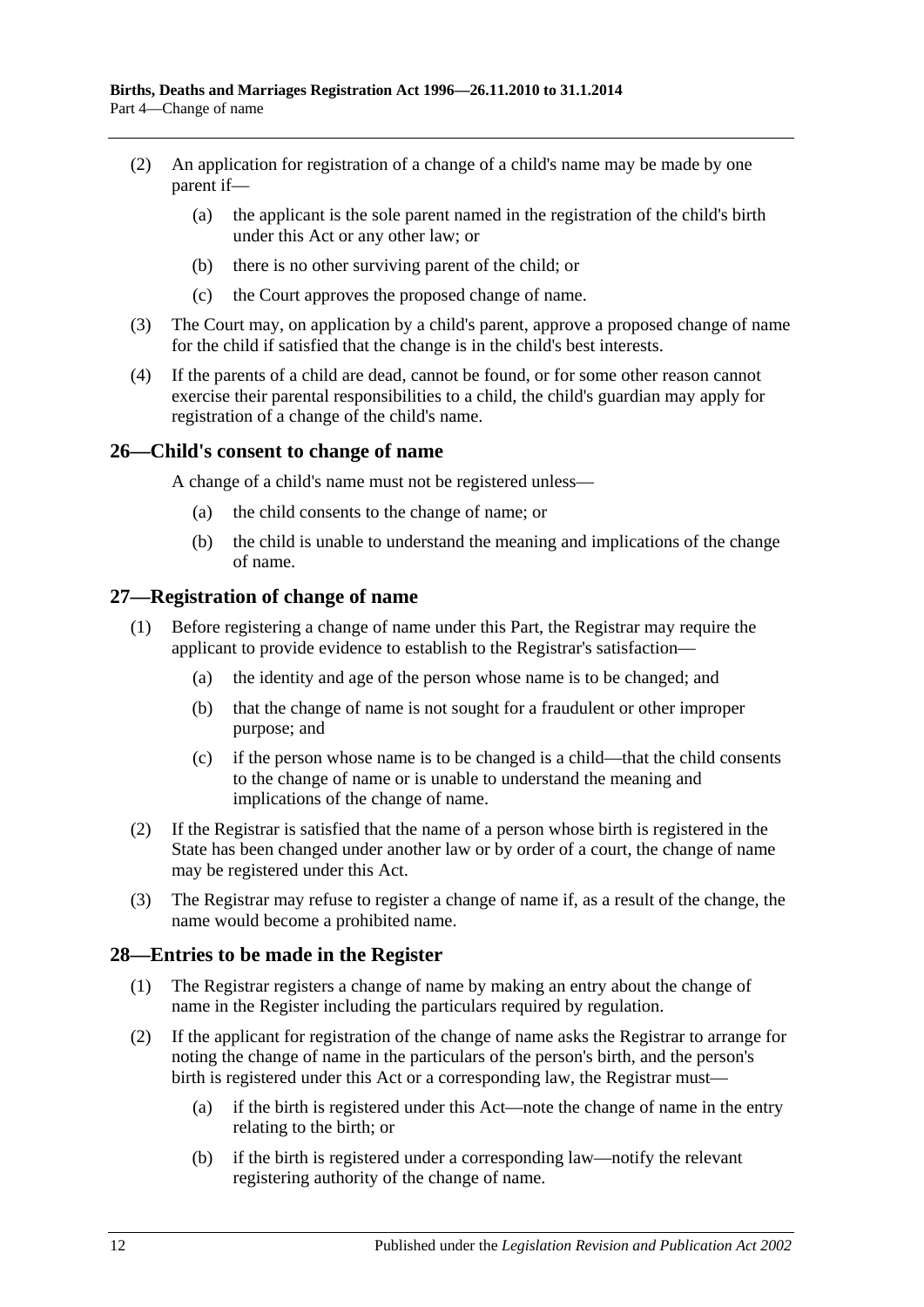(2) An application for registration of a change of a child's name may be made by one parent if—

(a) the applicant is the sole parent named in the registration of the child's birth under this Act or any other law; or

(b) there is no other surviving parent of the child; or

(c) the Court approves the proposed change of name.

(3) The Court may, on application by a child's parent, approve a proposed change of name for the child if satisfied that the change is in the child's best interests.

(4) If the parents of a child are dead, cannot be found, or for some other reason cannot exercise their parental responsibilities to a child, the child's guardian may apply for registration of a change of the child's name.

## 26—Child's consent to change of name

A change of a child's name must not be registered unless—

(a) the child consents to the change of name; or

(b) the child is unable to understand the meaning and implications of the change of name.

## 27—Registration of change of name

(1) Before registering a change of name under this Part, the Registrar may require the applicant to provide evidence to establish to the Registrar's satisfaction—

(a) the identity and age of the person whose name is to be changed; and

(b) that the change of name is not sought for a fraudulent or other improper purpose; and

(c) if the person whose name is to be changed is a child—that the child consents to the change of name or is unable to understand the meaning and implications of the change of name.

(2) If the Registrar is satisfied that the name of a person whose birth is registered in the State has been changed under another law or by order of a court, the change of name may be registered under this Act.

(3) The Registrar may refuse to register a change of name if, as a result of the change, the name would become a prohibited name.

## 28—Entries to be made in the Register

(1) The Registrar registers a change of name by making an entry about the change of name in the Register including the particulars required by regulation.

(2) If the applicant for registration of the change of name asks the Registrar to arrange for noting the change of name in the particulars of the person's birth, and the person's birth is registered under this Act or a corresponding law, the Registrar must—

(a) if the birth is registered under this Act—note the change of name in the entry relating to the birth; or

(b) if the birth is registered under a corresponding law—notify the relevant registering authority of the change of name.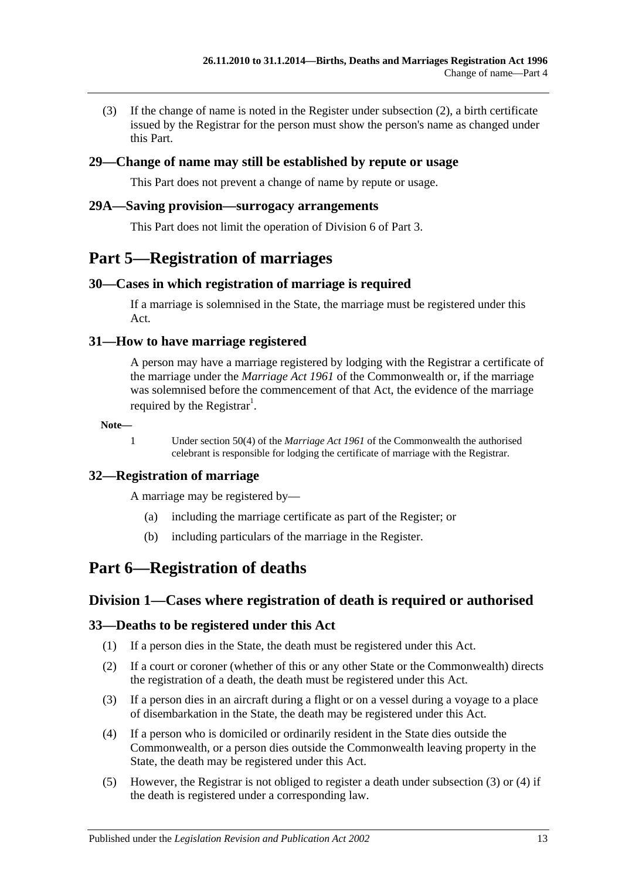(3) If the change of name is noted in the Register under subsection (2), a birth certificate issued by the Registrar for the person must show the person's name as changed under this Part.

### 29—Change of name may still be established by repute or usage

This Part does not prevent a change of name by repute or usage.

### 29A—Saving provision—surrogacy arrangements

This Part does not limit the operation of Division 6 of Part 3.

# Part 5—Registration of marriages

### 30—Cases in which registration of marriage is required

If a marriage is solemnised in the State, the marriage must be registered under this Act.

### 31—How to have marriage registered

A person may have a marriage registered by lodging with the Registrar a certificate of the marriage under the *Marriage Act 1961* of the Commonwealth or, if the marriage was solemnised before the commencement of that Act, the evidence of the marriage required by the Registrar[1].

**Note—**

1 Under section 50(4) of the *Marriage Act 1961* of the Commonwealth the authorised celebrant is responsible for lodging the certificate of marriage with the Registrar.

### 32—Registration of marriage

A marriage may be registered by—

(a) including the marriage certificate as part of the Register; or

(b) including particulars of the marriage in the Register.

# Part 6—Registration of deaths

## Division 1—Cases where registration of death is required or authorised

### 33—Deaths to be registered under this Act

(1) If a person dies in the State, the death must be registered under this Act.

(2) If a court or coroner (whether of this or any other State or the Commonwealth) directs the registration of a death, the death must be registered under this Act.

(3) If a person dies in an aircraft during a flight or on a vessel during a voyage to a place of disembarkation in the State, the death may be registered under this Act.

(4) If a person who is domiciled or ordinarily resident in the State dies outside the Commonwealth, or a person dies outside the Commonwealth leaving property in the State, the death may be registered under this Act.

(5) However, the Registrar is not obliged to register a death under subsection (3) or (4) if the death is registered under a corresponding law.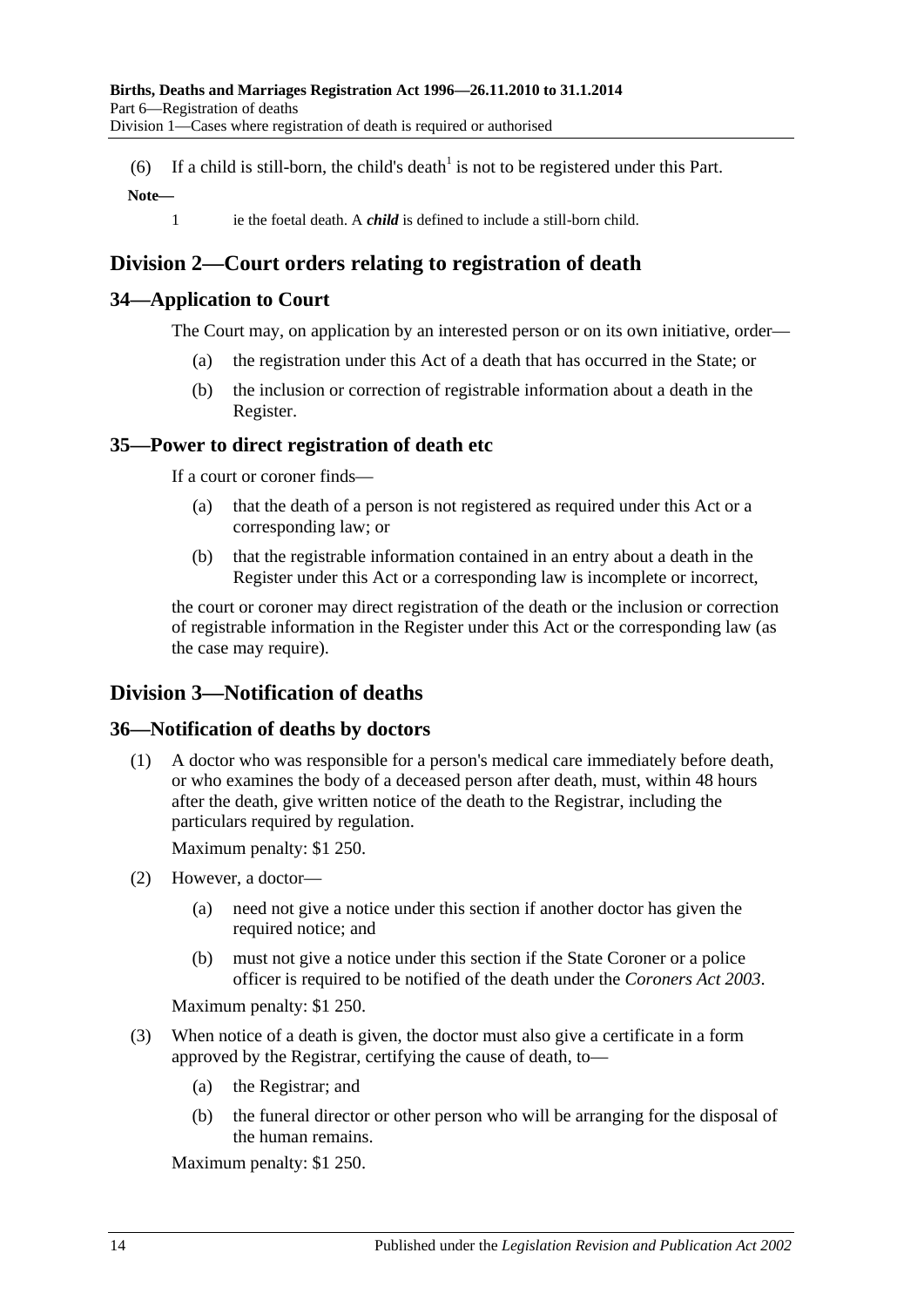(6) If a child is still-born, the child's death[1] is not to be registered under this Part.

**Note—**

1 ie the foetal death. A ***child*** is defined to include a still-born child.

## Division 2—Court orders relating to registration of death

### 34—Application to Court

The Court may, on application by an interested person or on its own initiative, order—

- (a) the registration under this Act of a death that has occurred in the State; or
- (b) the inclusion or correction of registrable information about a death in the Register.

### 35—Power to direct registration of death etc

If a court or coroner finds—

- (a) that the death of a person is not registered as required under this Act or a corresponding law; or
- (b) that the registrable information contained in an entry about a death in the Register under this Act or a corresponding law is incomplete or incorrect,

the court or coroner may direct registration of the death or the inclusion or correction of registrable information in the Register under this Act or the corresponding law (as the case may require).

## Division 3—Notification of deaths

### 36—Notification of deaths by doctors

(1) A doctor who was responsible for a person's medical care immediately before death, or who examines the body of a deceased person after death, must, within 48 hours after the death, give written notice of the death to the Registrar, including the particulars required by regulation.

Maximum penalty: $1 250.

(2) However, a doctor—

- (a) need not give a notice under this section if another doctor has given the required notice; and
- (b) must not give a notice under this section if the State Coroner or a police officer is required to be notified of the death under the *Coroners Act 2003*.

Maximum penalty: $1 250.

(3) When notice of a death is given, the doctor must also give a certificate in a form approved by the Registrar, certifying the cause of death, to—

- (a) the Registrar; and
- (b) the funeral director or other person who will be arranging for the disposal of the human remains.

Maximum penalty: $1 250.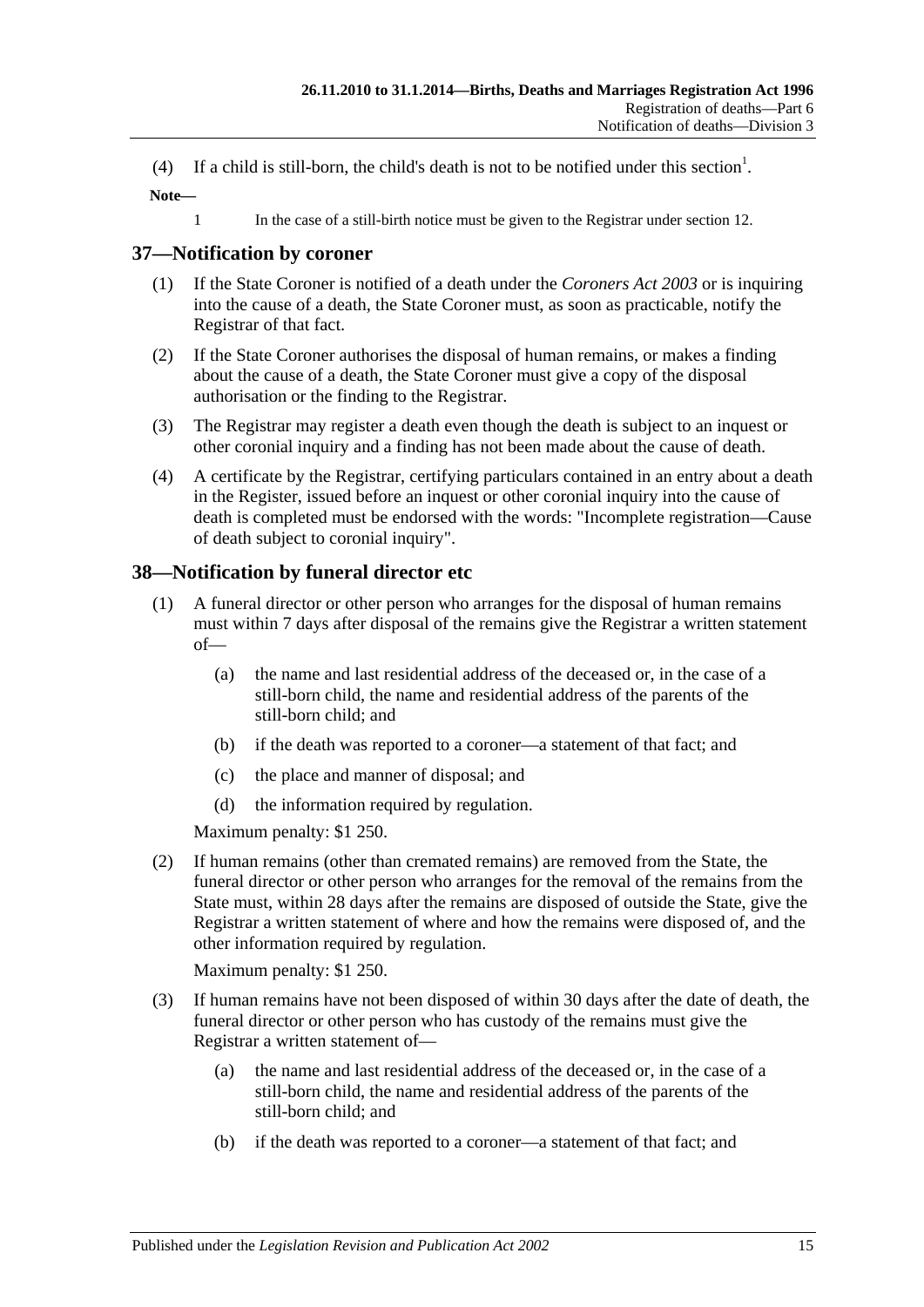(4) If a child is still-born, the child's death is not to be notified under this section[1].

**Note—**

1 In the case of a still-birth notice must be given to the Registrar under section 12.

## 37—Notification by coroner

(1) If the State Coroner is notified of a death under the *Coroners Act 2003* or is inquiring into the cause of a death, the State Coroner must, as soon as practicable, notify the Registrar of that fact.

(2) If the State Coroner authorises the disposal of human remains, or makes a finding about the cause of a death, the State Coroner must give a copy of the disposal authorisation or the finding to the Registrar.

(3) The Registrar may register a death even though the death is subject to an inquest or other coronial inquiry and a finding has not been made about the cause of death.

(4) A certificate by the Registrar, certifying particulars contained in an entry about a death in the Register, issued before an inquest or other coronial inquiry into the cause of death is completed must be endorsed with the words: "Incomplete registration—Cause of death subject to coronial inquiry".

## 38—Notification by funeral director etc

(1) A funeral director or other person who arranges for the disposal of human remains must within 7 days after disposal of the remains give the Registrar a written statement of—

   (a) the name and last residential address of the deceased or, in the case of a still-born child, the name and residential address of the parents of the still-born child; and

   (b) if the death was reported to a coroner—a statement of that fact; and

   (c) the place and manner of disposal; and

   (d) the information required by regulation.

Maximum penalty: $1 250.

(2) If human remains (other than cremated remains) are removed from the State, the funeral director or other person who arranges for the removal of the remains from the State must, within 28 days after the remains are disposed of outside the State, give the Registrar a written statement of where and how the remains were disposed of, and the other information required by regulation.

Maximum penalty: $1 250.

(3) If human remains have not been disposed of within 30 days after the date of death, the funeral director or other person who has custody of the remains must give the Registrar a written statement of—

   (a) the name and last residential address of the deceased or, in the case of a still-born child, the name and residential address of the parents of the still-born child; and

   (b) if the death was reported to a coroner—a statement of that fact; and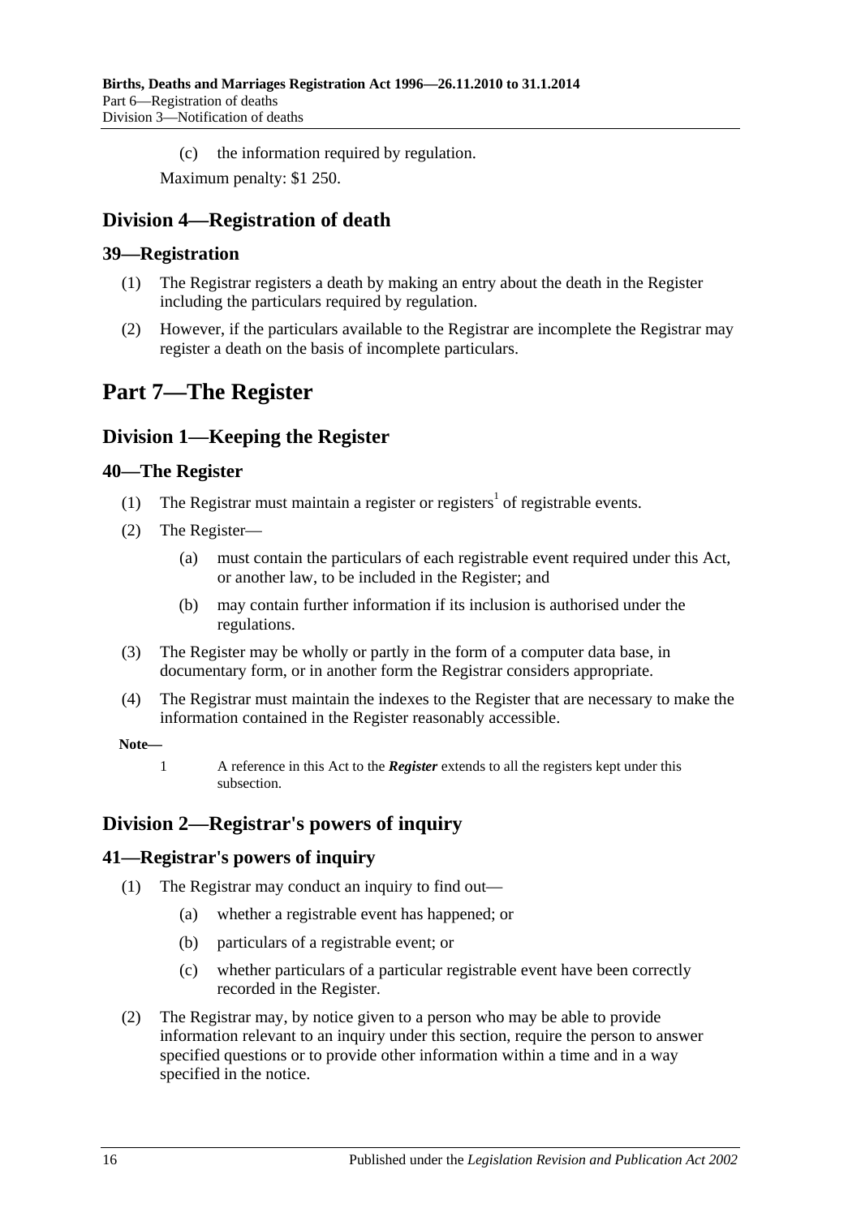(c) the information required by regulation.

Maximum penalty: $1 250.

## Division 4—Registration of death

### 39—Registration

(1) The Registrar registers a death by making an entry about the death in the Register including the particulars required by regulation.

(2) However, if the particulars available to the Registrar are incomplete the Registrar may register a death on the basis of incomplete particulars.

# Part 7—The Register

## Division 1—Keeping the Register

### 40—The Register

(1) The Registrar must maintain a register or registers[1] of registrable events.

(2) The Register—

(a) must contain the particulars of each registrable event required under this Act, or another law, to be included in the Register; and

(b) may contain further information if its inclusion is authorised under the regulations.

(3) The Register may be wholly or partly in the form of a computer data base, in documentary form, or in another form the Registrar considers appropriate.

(4) The Registrar must maintain the indexes to the Register that are necessary to make the information contained in the Register reasonably accessible.

**Note—**

1 A reference in this Act to the ***Register*** extends to all the registers kept under this subsection.

## Division 2—Registrar's powers of inquiry

### 41—Registrar's powers of inquiry

(1) The Registrar may conduct an inquiry to find out—

(a) whether a registrable event has happened; or

(b) particulars of a registrable event; or

(c) whether particulars of a particular registrable event have been correctly recorded in the Register.

(2) The Registrar may, by notice given to a person who may be able to provide information relevant to an inquiry under this section, require the person to answer specified questions or to provide other information within a time and in a way specified in the notice.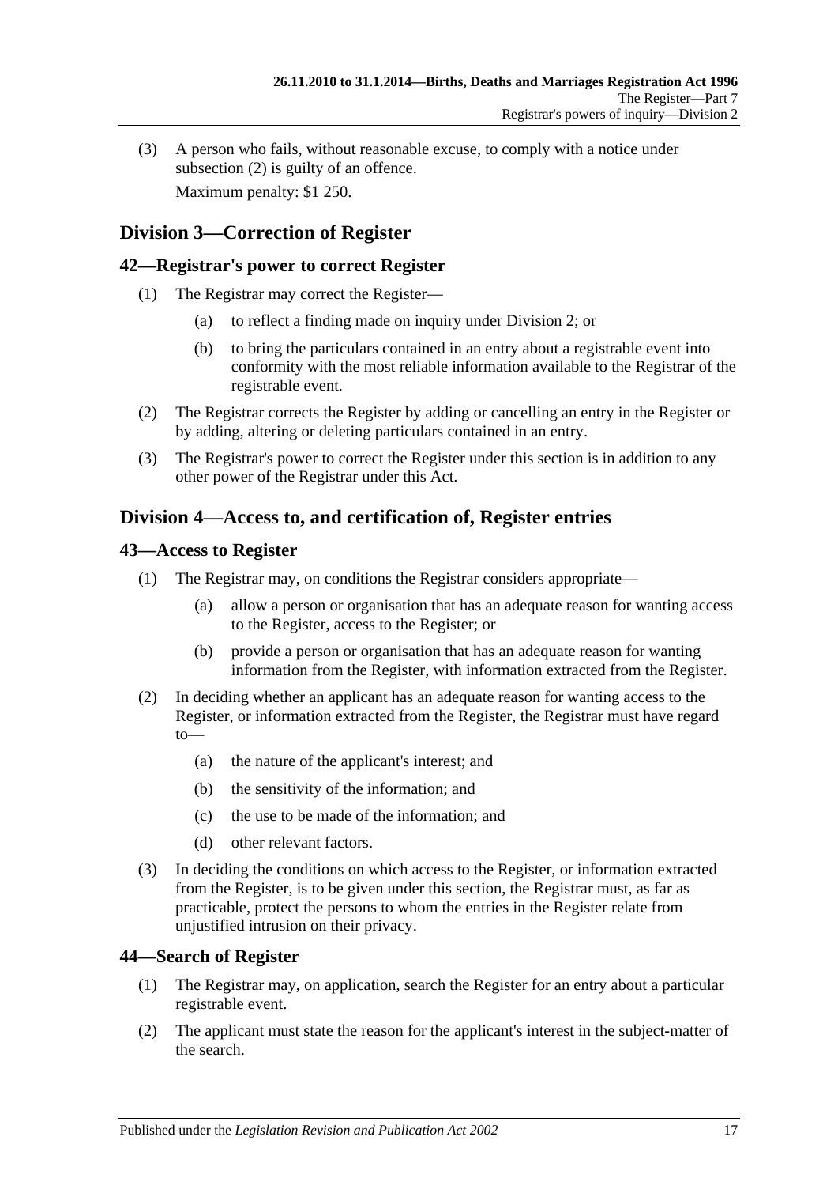(3) A person who fails, without reasonable excuse, to comply with a notice under subsection (2) is guilty of an offence.

Maximum penalty: $1 250.

## Division 3—Correction of Register

### 42—Registrar's power to correct Register

(1) The Registrar may correct the Register—

(a) to reflect a finding made on inquiry under Division 2; or

(b) to bring the particulars contained in an entry about a registrable event into conformity with the most reliable information available to the Registrar of the registrable event.

(2) The Registrar corrects the Register by adding or cancelling an entry in the Register or by adding, altering or deleting particulars contained in an entry.

(3) The Registrar's power to correct the Register under this section is in addition to any other power of the Registrar under this Act.

## Division 4—Access to, and certification of, Register entries

### 43—Access to Register

(1) The Registrar may, on conditions the Registrar considers appropriate—

(a) allow a person or organisation that has an adequate reason for wanting access to the Register, access to the Register; or

(b) provide a person or organisation that has an adequate reason for wanting information from the Register, with information extracted from the Register.

(2) In deciding whether an applicant has an adequate reason for wanting access to the Register, or information extracted from the Register, the Registrar must have regard to—

(a) the nature of the applicant's interest; and

(b) the sensitivity of the information; and

(c) the use to be made of the information; and

(d) other relevant factors.

(3) In deciding the conditions on which access to the Register, or information extracted from the Register, is to be given under this section, the Registrar must, as far as practicable, protect the persons to whom the entries in the Register relate from unjustified intrusion on their privacy.

### 44—Search of Register

(1) The Registrar may, on application, search the Register for an entry about a particular registrable event.

(2) The applicant must state the reason for the applicant's interest in the subject-matter of the search.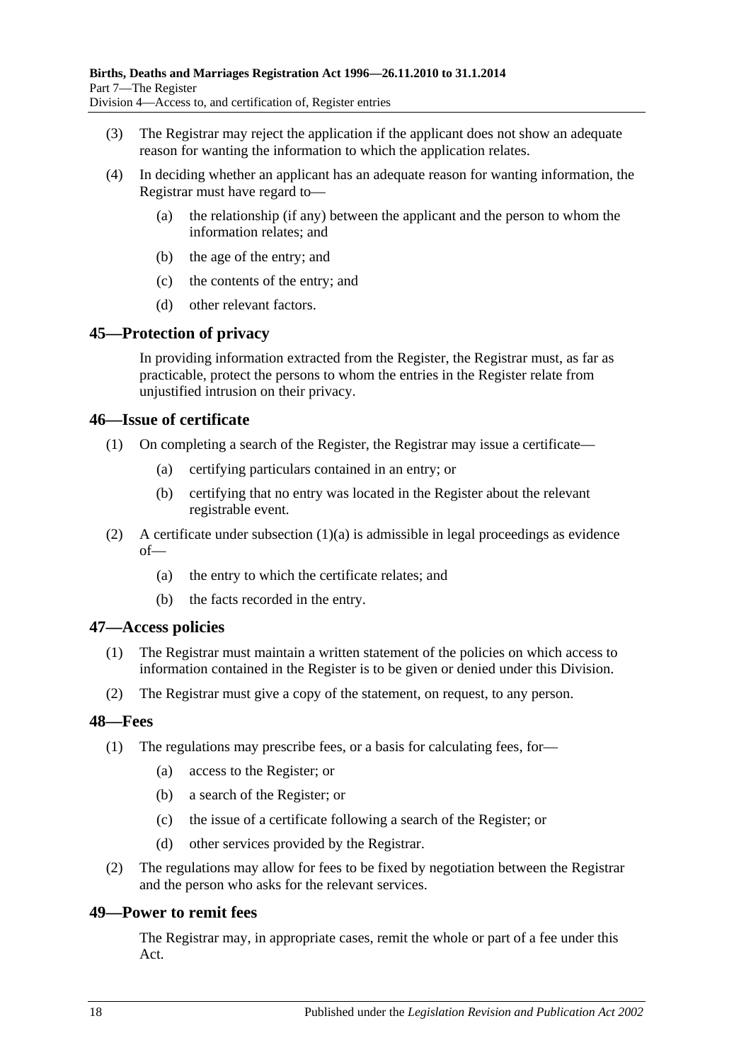(3) The Registrar may reject the application if the applicant does not show an adequate reason for wanting the information to which the application relates.

(4) In deciding whether an applicant has an adequate reason for wanting information, the Registrar must have regard to—

(a) the relationship (if any) between the applicant and the person to whom the information relates; and

(b) the age of the entry; and

(c) the contents of the entry; and

(d) other relevant factors.

## 45—Protection of privacy

In providing information extracted from the Register, the Registrar must, as far as practicable, protect the persons to whom the entries in the Register relate from unjustified intrusion on their privacy.

## 46—Issue of certificate

(1) On completing a search of the Register, the Registrar may issue a certificate—

(a) certifying particulars contained in an entry; or

(b) certifying that no entry was located in the Register about the relevant registrable event.

(2) A certificate under subsection (1)(a) is admissible in legal proceedings as evidence of—

(a) the entry to which the certificate relates; and

(b) the facts recorded in the entry.

## 47—Access policies

(1) The Registrar must maintain a written statement of the policies on which access to information contained in the Register is to be given or denied under this Division.

(2) The Registrar must give a copy of the statement, on request, to any person.

## 48—Fees

(1) The regulations may prescribe fees, or a basis for calculating fees, for—

(a) access to the Register; or

(b) a search of the Register; or

(c) the issue of a certificate following a search of the Register; or

(d) other services provided by the Registrar.

(2) The regulations may allow for fees to be fixed by negotiation between the Registrar and the person who asks for the relevant services.

## 49—Power to remit fees

The Registrar may, in appropriate cases, remit the whole or part of a fee under this Act.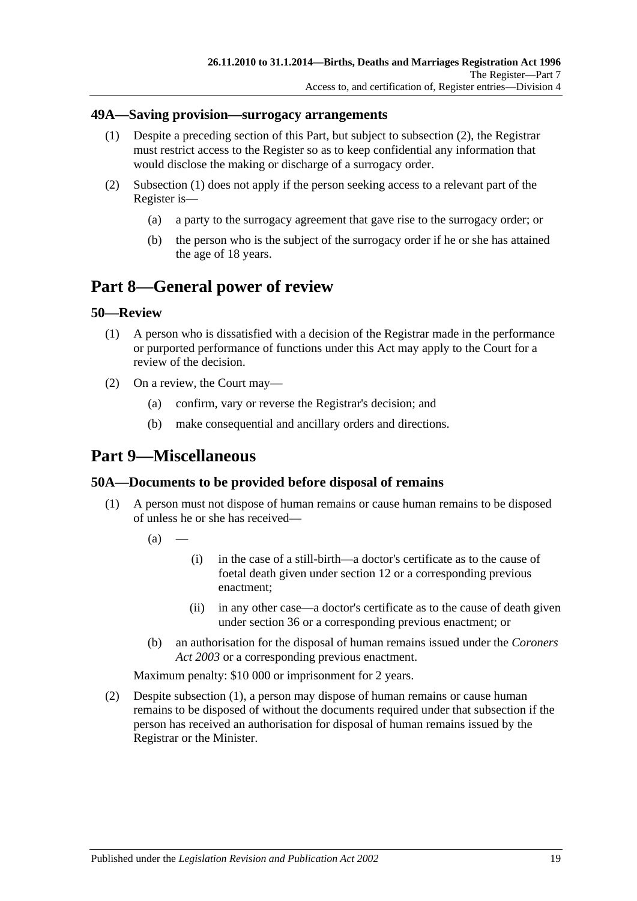### 49A—Saving provision—surrogacy arrangements

(1) Despite a preceding section of this Part, but subject to subsection (2), the Registrar must restrict access to the Register so as to keep confidential any information that would disclose the making or discharge of a surrogacy order.

(2) Subsection (1) does not apply if the person seeking access to a relevant part of the Register is—

(a) a party to the surrogacy agreement that gave rise to the surrogacy order; or

(b) the person who is the subject of the surrogacy order if he or she has attained the age of 18 years.

## Part 8—General power of review

### 50—Review

(1) A person who is dissatisfied with a decision of the Registrar made in the performance or purported performance of functions under this Act may apply to the Court for a review of the decision.

(2) On a review, the Court may—

(a) confirm, vary or reverse the Registrar's decision; and

(b) make consequential and ancillary orders and directions.

## Part 9—Miscellaneous

### 50A—Documents to be provided before disposal of remains

(1) A person must not dispose of human remains or cause human remains to be disposed of unless he or she has received—

(a) —

(i) in the case of a still-birth—a doctor's certificate as to the cause of foetal death given under section 12 or a corresponding previous enactment;

(ii) in any other case—a doctor's certificate as to the cause of death given under section 36 or a corresponding previous enactment; or

(b) an authorisation for the disposal of human remains issued under the *Coroners Act 2003* or a corresponding previous enactment.

Maximum penalty: $10 000 or imprisonment for 2 years.

(2) Despite subsection (1), a person may dispose of human remains or cause human remains to be disposed of without the documents required under that subsection if the person has received an authorisation for disposal of human remains issued by the Registrar or the Minister.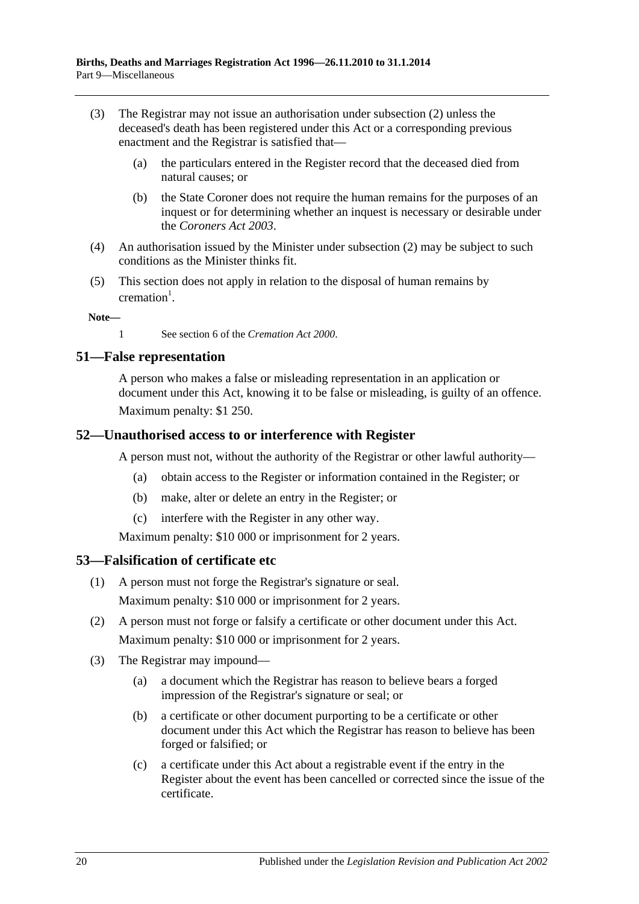(3) The Registrar may not issue an authorisation under subsection (2) unless the deceased's death has been registered under this Act or a corresponding previous enactment and the Registrar is satisfied that—

(a) the particulars entered in the Register record that the deceased died from natural causes; or

(b) the State Coroner does not require the human remains for the purposes of an inquest or for determining whether an inquest is necessary or desirable under the *Coroners Act 2003*.

(4) An authorisation issued by the Minister under subsection (2) may be subject to such conditions as the Minister thinks fit.

(5) This section does not apply in relation to the disposal of human remains by cremation[1].

**Note—**

1 See section 6 of the *Cremation Act 2000*.

## 51—False representation

A person who makes a false or misleading representation in an application or document under this Act, knowing it to be false or misleading, is guilty of an offence.

Maximum penalty: $1 250.

## 52—Unauthorised access to or interference with Register

A person must not, without the authority of the Registrar or other lawful authority—

(a) obtain access to the Register or information contained in the Register; or

(b) make, alter or delete an entry in the Register; or

(c) interfere with the Register in any other way.

Maximum penalty: $10 000 or imprisonment for 2 years.

## 53—Falsification of certificate etc

(1) A person must not forge the Registrar's signature or seal.

Maximum penalty: $10 000 or imprisonment for 2 years.

(2) A person must not forge or falsify a certificate or other document under this Act.

Maximum penalty: $10 000 or imprisonment for 2 years.

(3) The Registrar may impound—

(a) a document which the Registrar has reason to believe bears a forged impression of the Registrar's signature or seal; or

(b) a certificate or other document purporting to be a certificate or other document under this Act which the Registrar has reason to believe has been forged or falsified; or

(c) a certificate under this Act about a registrable event if the entry in the Register about the event has been cancelled or corrected since the issue of the certificate.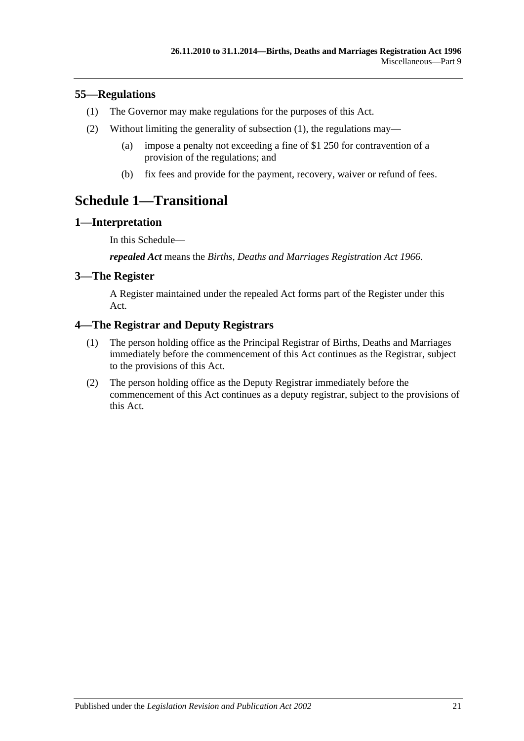## 55—Regulations

(1) The Governor may make regulations for the purposes of this Act.

(2) Without limiting the generality of subsection (1), the regulations may—

   (a) impose a penalty not exceeding a fine of $1 250 for contravention of a provision of the regulations; and

   (b) fix fees and provide for the payment, recovery, waiver or refund of fees.

# Schedule 1—Transitional

## 1—Interpretation

In this Schedule—

***repealed Act*** means the *Births, Deaths and Marriages Registration Act 1966*.

## 3—The Register

A Register maintained under the repealed Act forms part of the Register under this Act.

## 4—The Registrar and Deputy Registrars

(1) The person holding office as the Principal Registrar of Births, Deaths and Marriages immediately before the commencement of this Act continues as the Registrar, subject to the provisions of this Act.

(2) The person holding office as the Deputy Registrar immediately before the commencement of this Act continues as a deputy registrar, subject to the provisions of this Act.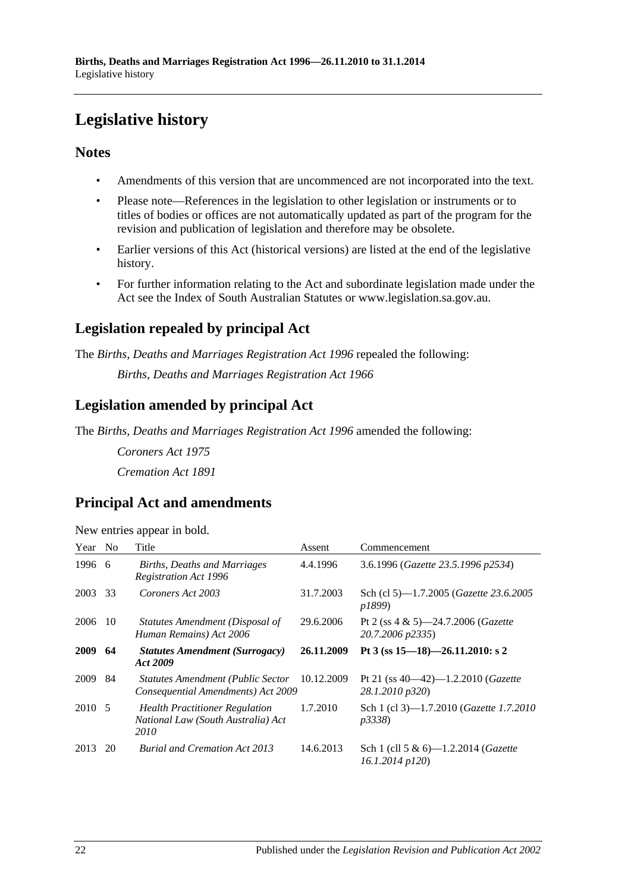# Legislative history

## Notes

- Amendments of this version that are uncommenced are not incorporated into the text.
- Please note—References in the legislation to other legislation or instruments or to titles of bodies or offices are not automatically updated as part of the program for the revision and publication of legislation and therefore may be obsolete.
- Earlier versions of this Act (historical versions) are listed at the end of the legislative history.
- For further information relating to the Act and subordinate legislation made under the Act see the Index of South Australian Statutes or www.legislation.sa.gov.au.

## Legislation repealed by principal Act

The *Births, Deaths and Marriages Registration Act 1996* repealed the following:

*Births, Deaths and Marriages Registration Act 1966*

## Legislation amended by principal Act

The *Births, Deaths and Marriages Registration Act 1996* amended the following:

*Coroners Act 1975*

*Cremation Act 1891*

## Principal Act and amendments

New entries appear in bold.

| Year | No | Title | Assent | Commencement |
|---|---|---|---|---|
| 1996 | 6 | *Births, Deaths and Marriages Registration Act 1996* | 4.4.1996 | 3.6.1996 (*Gazette 23.5.1996 p2534*) |
| 2003 | 33 | *Coroners Act 2003* | 31.7.2003 | Sch (cl 5)—1.7.2005 (*Gazette 23.6.2005 p1899*) |
| 2006 | 10 | *Statutes Amendment (Disposal of Human Remains) Act 2006* | 29.6.2006 | Pt 2 (ss 4 & 5)—24.7.2006 (*Gazette 20.7.2006 p2335*) |
| **2009** | **64** | ***Statutes Amendment (Surrogacy) Act 2009*** | **26.11.2009** | **Pt 3 (ss 15—18)—26.11.2010: s 2** |
| 2009 | 84 | *Statutes Amendment (Public Sector Consequential Amendments) Act 2009* | 10.12.2009 | Pt 21 (ss 40—42)—1.2.2010 (*Gazette 28.1.2010 p320*) |
| 2010 | 5 | *Health Practitioner Regulation National Law (South Australia) Act 2010* | 1.7.2010 | Sch 1 (cl 3)—1.7.2010 (*Gazette 1.7.2010 p3338*) |
| 2013 | 20 | *Burial and Cremation Act 2013* | 14.6.2013 | Sch 1 (cll 5 & 6)—1.2.2014 (*Gazette 16.1.2014 p120*) |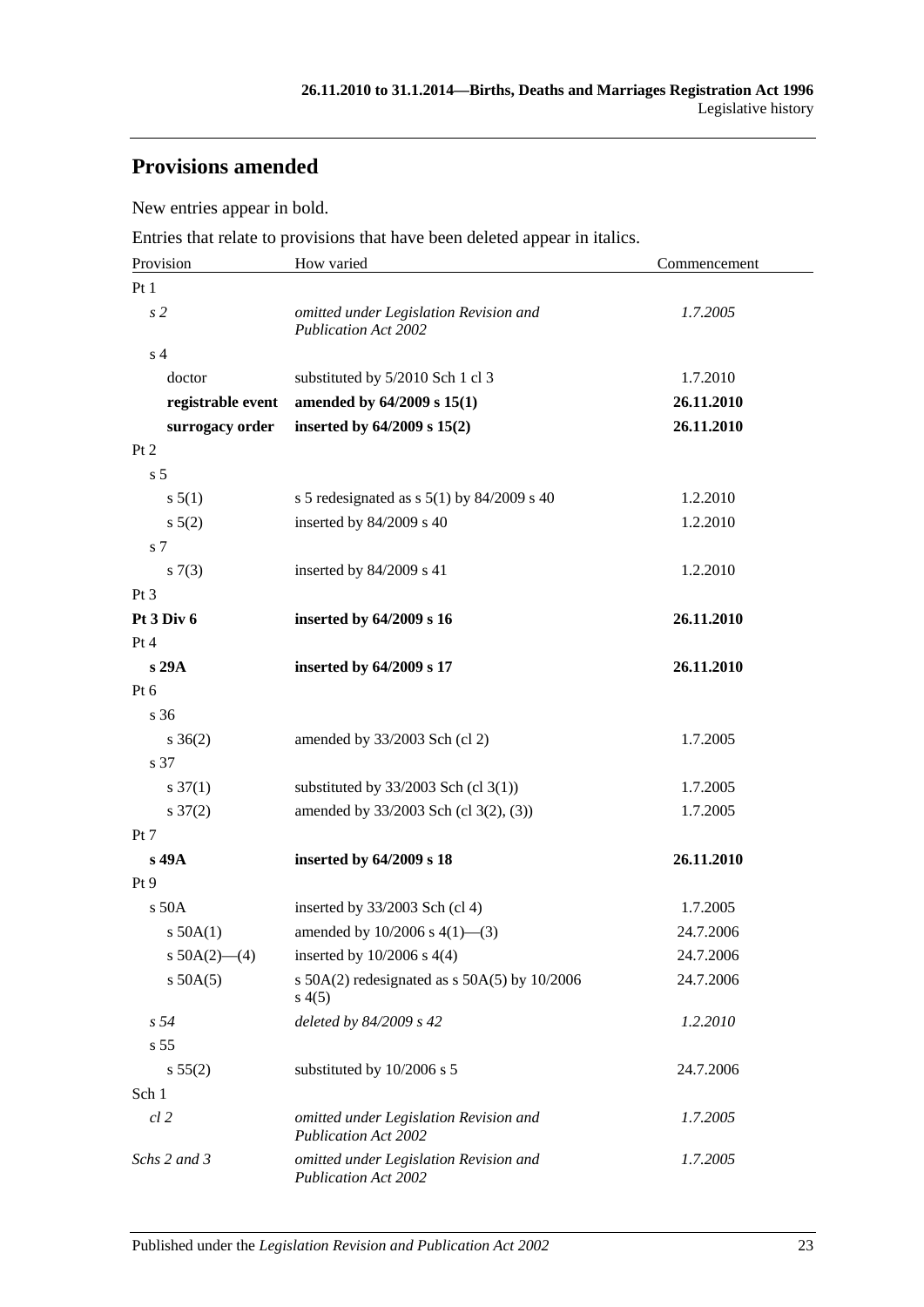## Provisions amended

New entries appear in bold.

Entries that relate to provisions that have been deleted appear in italics.

| Provision | How varied | Commencement |
|---|---|---|
| Pt 1 | | |
| *s 2* | *omitted under Legislation Revision and Publication Act 2002* | *1.7.2005* |
| s 4 | | |
| doctor | substituted by 5/2010 Sch 1 cl 3 | 1.7.2010 |
| **registrable event** | **amended by 64/2009 s 15(1)** | **26.11.2010** |
| **surrogacy order** | **inserted by 64/2009 s 15(2)** | **26.11.2010** |
| Pt 2 | | |
| s 5 | | |
| s 5(1) | s 5 redesignated as s 5(1) by 84/2009 s 40 | 1.2.2010 |
| s 5(2) | inserted by 84/2009 s 40 | 1.2.2010 |
| s 7 | | |
| s 7(3) | inserted by 84/2009 s 41 | 1.2.2010 |
| Pt 3 | | |
| **Pt 3 Div 6** | **inserted by 64/2009 s 16** | **26.11.2010** |
| Pt 4 | | |
| **s 29A** | **inserted by 64/2009 s 17** | **26.11.2010** |
| Pt 6 | | |
| s 36 | | |
| s 36(2) | amended by 33/2003 Sch (cl 2) | 1.7.2005 |
| s 37 | | |
| s 37(1) | substituted by 33/2003 Sch (cl 3(1)) | 1.7.2005 |
| s 37(2) | amended by 33/2003 Sch (cl 3(2), (3)) | 1.7.2005 |
| Pt 7 | | |
| **s 49A** | **inserted by 64/2009 s 18** | **26.11.2010** |
| Pt 9 | | |
| s 50A | inserted by 33/2003 Sch (cl 4) | 1.7.2005 |
| s 50A(1) | amended by 10/2006 s 4(1)—(3) | 24.7.2006 |
| s 50A(2)—(4) | inserted by 10/2006 s 4(4) | 24.7.2006 |
| s 50A(5) | s 50A(2) redesignated as s 50A(5) by 10/2006 s 4(5) | 24.7.2006 |
| *s 54* | *deleted by 84/2009 s 42* | *1.2.2010* |
| s 55 | | |
| s 55(2) | substituted by 10/2006 s 5 | 24.7.2006 |
| Sch 1 | | |
| *cl 2* | *omitted under Legislation Revision and Publication Act 2002* | *1.7.2005* |
| *Schs 2 and 3* | *omitted under Legislation Revision and Publication Act 2002* | *1.7.2005* |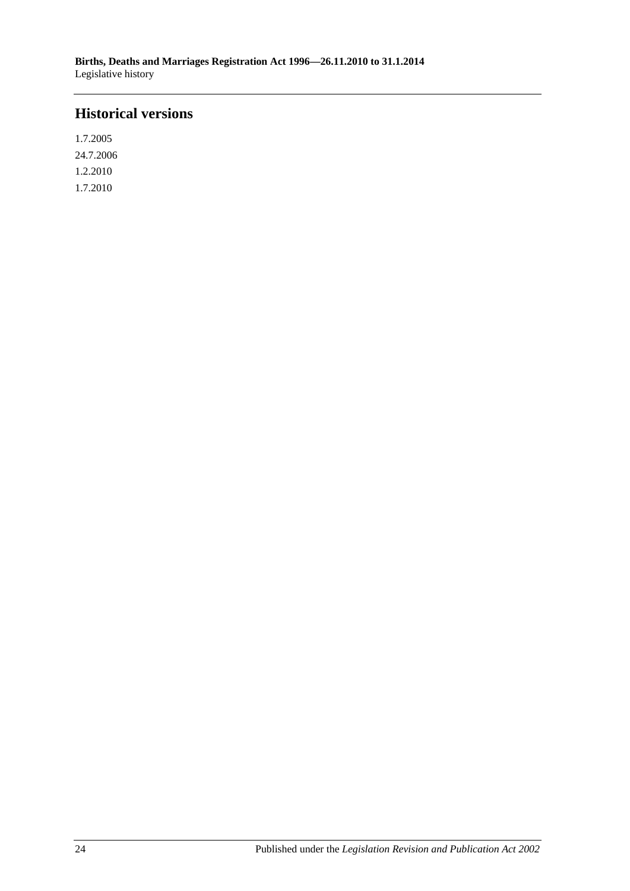## Historical versions

1.7.2005

24.7.2006

1.2.2010

1.7.2010